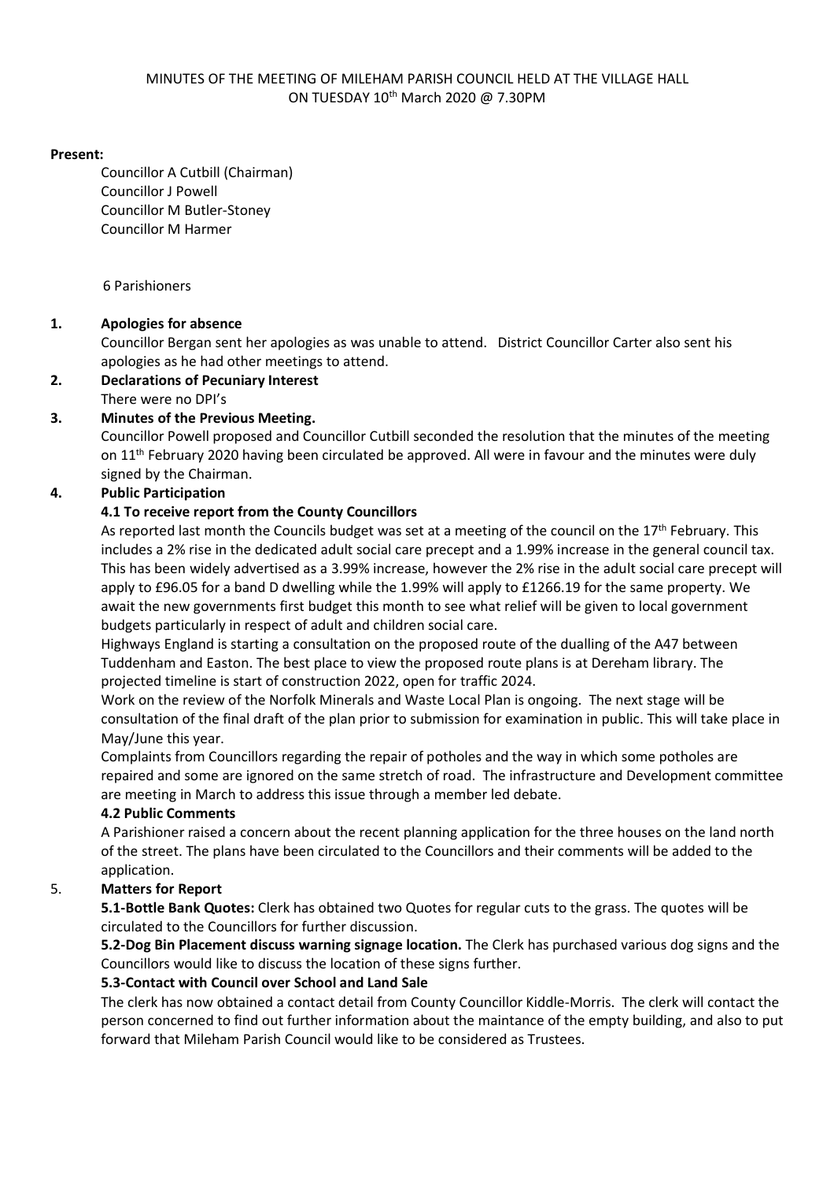MINUTES OF THE MEETING OF MILEHAM PARISH COUNCIL HELD AT THE VILLAGE HALL ON TUESDAY 10th March 2020 @ 7.30PM

**Present:**

Councillor A Cutbill (Chairman)
Councillor J Powell
Councillor M Butler-Stoney
Councillor M Harmer

6 Parishioners

**1. Apologies for absence**

Councillor Bergan sent her apologies as was unable to attend. District Councillor Carter also sent his apologies as he had other meetings to attend.

**2. Declarations of Pecuniary Interest**

There were no DPI's

**3. Minutes of the Previous Meeting.**

Councillor Powell proposed and Councillor Cutbill seconded the resolution that the minutes of the meeting on 11th February 2020 having been circulated be approved. All were in favour and the minutes were duly signed by the Chairman.

**4. Public Participation**

**4.1 To receive report from the County Councillors**

As reported last month the Councils budget was set at a meeting of the council on the 17th February. This includes a 2% rise in the dedicated adult social care precept and a 1.99% increase in the general council tax. This has been widely advertised as a 3.99% increase, however the 2% rise in the adult social care precept will apply to £96.05 for a band D dwelling while the 1.99% will apply to £1266.19 for the same property. We await the new governments first budget this month to see what relief will be given to local government budgets particularly in respect of adult and children social care.

Highways England is starting a consultation on the proposed route of the dualling of the A47 between Tuddenham and Easton. The best place to view the proposed route plans is at Dereham library. The projected timeline is start of construction 2022, open for traffic 2024.

Work on the review of the Norfolk Minerals and Waste Local Plan is ongoing. The next stage will be consultation of the final draft of the plan prior to submission for examination in public. This will take place in May/June this year.

Complaints from Councillors regarding the repair of potholes and the way in which some potholes are repaired and some are ignored on the same stretch of road. The infrastructure and Development committee are meeting in March to address this issue through a member led debate.

**4.2 Public Comments**

A Parishioner raised a concern about the recent planning application for the three houses on the land north of the street. The plans have been circulated to the Councillors and their comments will be added to the application.

**5. Matters for Report**

**5.1-Bottle Bank Quotes:** Clerk has obtained two Quotes for regular cuts to the grass. The quotes will be circulated to the Councillors for further discussion.

**5.2-Dog Bin Placement discuss warning signage location.** The Clerk has purchased various dog signs and the Councillors would like to discuss the location of these signs further.

**5.3-Contact with Council over School and Land Sale**

The clerk has now obtained a contact detail from County Councillor Kiddle-Morris. The clerk will contact the person concerned to find out further information about the maintance of the empty building, and also to put forward that Mileham Parish Council would like to be considered as Trustees.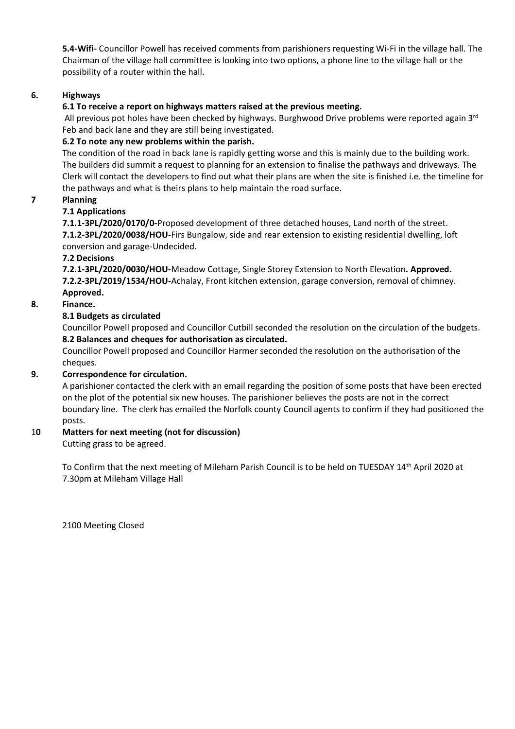**5.4-Wifi**- Councillor Powell has received comments from parishioners requesting Wi-Fi in the village hall. The Chairman of the village hall committee is looking into two options, a phone line to the village hall or the possibility of a router within the hall.

**6. Highways**

**6.1 To receive a report on highways matters raised at the previous meeting.**

All previous pot holes have been checked by highways. Burghwood Drive problems were reported again 3rd Feb and back lane and they are still being investigated.

**6.2 To note any new problems within the parish.**

The condition of the road in back lane is rapidly getting worse and this is mainly due to the building work. The builders did summit a request to planning for an extension to finalise the pathways and driveways. The Clerk will contact the developers to find out what their plans are when the site is finished i.e. the timeline for the pathways and what is theirs plans to help maintain the road surface.

**7 Planning**

**7.1 Applications**

**7.1.1-3PL/2020/0170/0-**Proposed development of three detached houses, Land north of the street.

**7.1.2-3PL/2020/0038/HOU-**Firs Bungalow, side and rear extension to existing residential dwelling, loft conversion and garage-Undecided.

**7.2 Decisions**

**7.2.1-3PL/2020/0030/HOU-**Meadow Cottage, Single Storey Extension to North Elevation**. Approved.**

**7.2.2-3PL/2019/1534/HOU-**Achalay, Front kitchen extension, garage conversion, removal of chimney. **Approved.**

**8. Finance.**

**8.1 Budgets as circulated**

Councillor Powell proposed and Councillor Cutbill seconded the resolution on the circulation of the budgets.

**8.2 Balances and cheques for authorisation as circulated.**

Councillor Powell proposed and Councillor Harmer seconded the resolution on the authorisation of the cheques.

**9. Correspondence for circulation.**

A parishioner contacted the clerk with an email regarding the position of some posts that have been erected on the plot of the potential six new houses. The parishioner believes the posts are not in the correct boundary line. The clerk has emailed the Norfolk county Council agents to confirm if they had positioned the posts.

**10 Matters for next meeting (not for discussion)**

Cutting grass to be agreed.

To Confirm that the next meeting of Mileham Parish Council is to be held on TUESDAY 14th April 2020 at 7.30pm at Mileham Village Hall

2100 Meeting Closed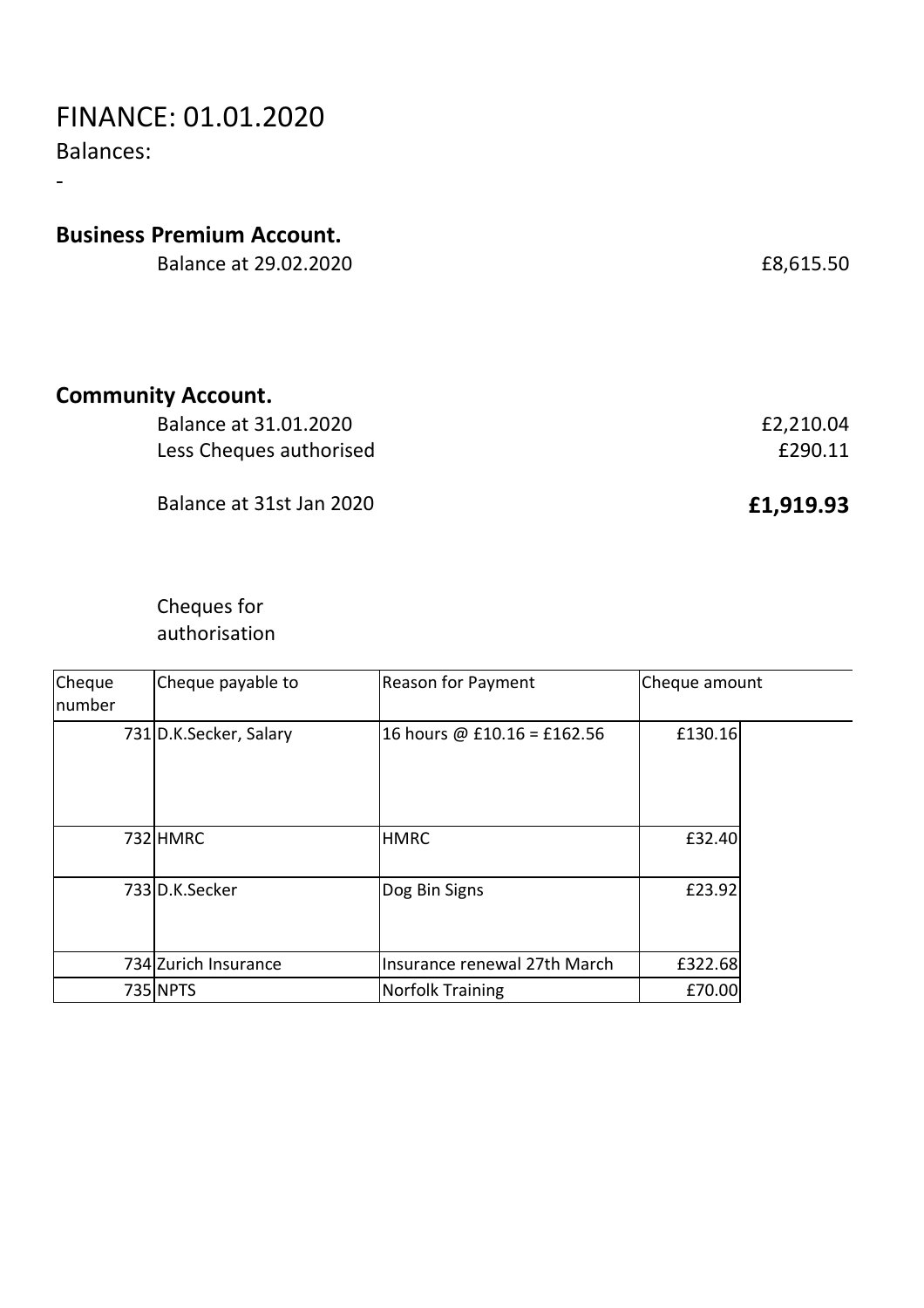# FINANCE: 01.01.2020

Balances:

-

**Business Premium Account.**

| | |
|---|---|
| Balance at 29.02.2020 | £8,615.50 |

**Community Account.**

| | |
|---|---|
| Balance at 31.01.2020 | £2,210.04 |
| Less Cheques authorised | £290.11 |
| Balance at 31st Jan 2020 | **£1,919.93** |

Cheques for authorisation

| Cheque number | Cheque payable to | Reason for Payment | Cheque amount |
|---|---|---|---|
| 731 | D.K.Secker, Salary | 16 hours @ £10.16 = £162.56 | £130.16 |
| 732 | HMRC | HMRC | £32.40 |
| 733 | D.K.Secker | Dog Bin Signs | £23.92 |
| 734 | Zurich Insurance | Insurance renewal 27th March | £322.68 |
| 735 | NPTS | Norfolk Training | £70.00 |